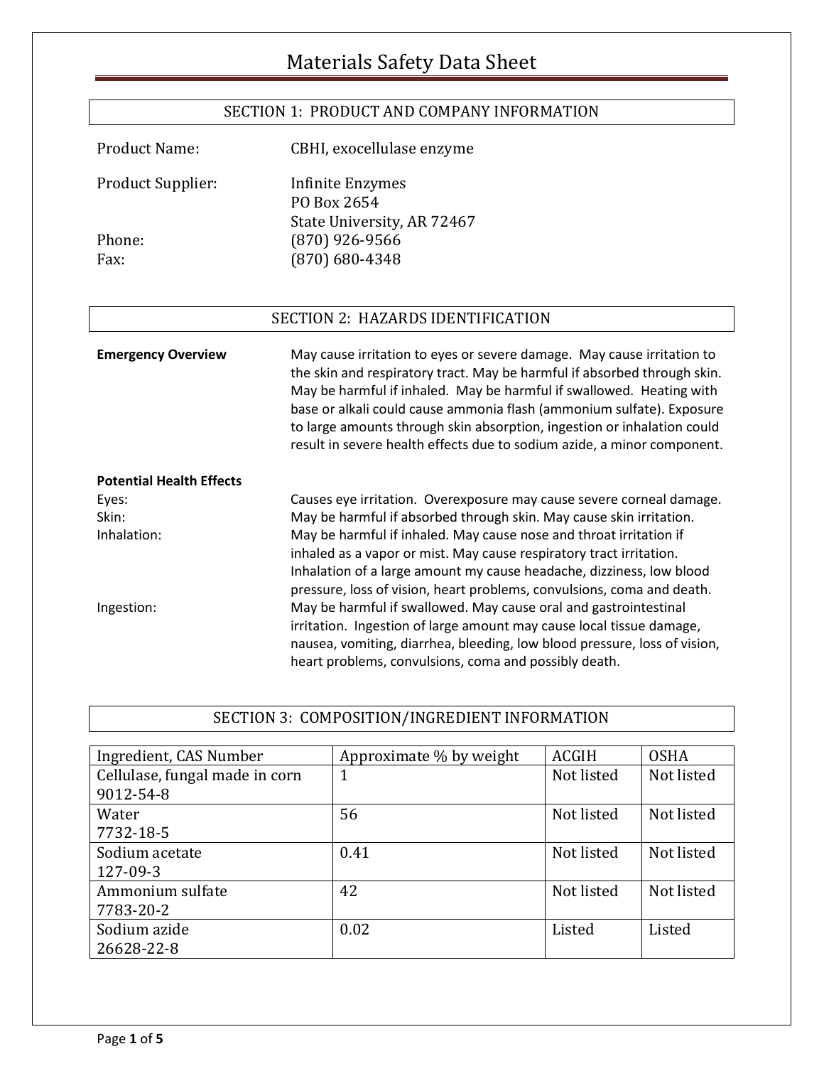# Materials Safety Data Sheet

## SECTION 1: PRODUCT AND COMPANY INFORMATION

Product Name: CBHI, exocellulase enzyme

Product Supplier: Infinite Enzymes
PO Box 2654
State University, AR 72467

Phone: (870) 926-9566
Fax: (870) 680-4348

## SECTION 2: HAZARDS IDENTIFICATION

**Emergency Overview**

May cause irritation to eyes or severe damage. May cause irritation to the skin and respiratory tract. May be harmful if absorbed through skin. May be harmful if inhaled. May be harmful if swallowed. Heating with base or alkali could cause ammonia flash (ammonium sulfate). Exposure to large amounts through skin absorption, ingestion or inhalation could result in severe health effects due to sodium azide, a minor component.

**Potential Health Effects**

Eyes: Causes eye irritation. Overexposure may cause severe corneal damage.

Skin: May be harmful if absorbed through skin. May cause skin irritation.

Inhalation: May be harmful if inhaled. May cause nose and throat irritation if inhaled as a vapor or mist. May cause respiratory tract irritation. Inhalation of a large amount my cause headache, dizziness, low blood pressure, loss of vision, heart problems, convulsions, coma and death.

Ingestion: May be harmful if swallowed. May cause oral and gastrointestinal irritation. Ingestion of large amount may cause local tissue damage, nausea, vomiting, diarrhea, bleeding, low blood pressure, loss of vision, heart problems, convulsions, coma and possibly death.

## SECTION 3: COMPOSITION/INGREDIENT INFORMATION

| Ingredient, CAS Number | Approximate % by weight | ACGIH | OSHA |
|---|---|---|---|
| Cellulase, fungal made in corn 9012-54-8 | 1 | Not listed | Not listed |
| Water 7732-18-5 | 56 | Not listed | Not listed |
| Sodium acetate 127-09-3 | 0.41 | Not listed | Not listed |
| Ammonium sulfate 7783-20-2 | 42 | Not listed | Not listed |
| Sodium azide 26628-22-8 | 0.02 | Listed | Listed |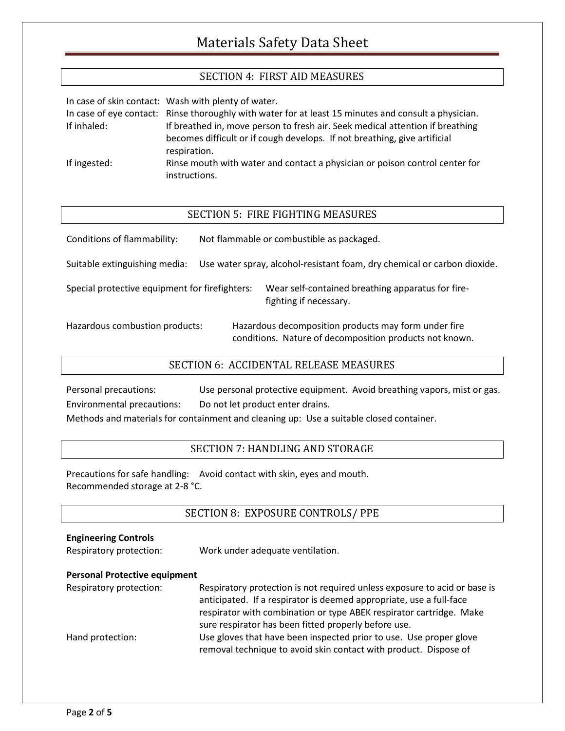## SECTION 4: FIRST AID MEASURES

In case of skin contact: Wash with plenty of water.
In case of eye contact: Rinse thoroughly with water for at least 15 minutes and consult a physician.
If inhaled: If breathed in, move person to fresh air. Seek medical attention if breathing becomes difficult or if cough develops. If not breathing, give artificial respiration.
If ingested: Rinse mouth with water and contact a physician or poison control center for instructions.

## SECTION 5: FIRE FIGHTING MEASURES

Conditions of flammability: Not flammable or combustible as packaged.

Suitable extinguishing media: Use water spray, alcohol-resistant foam, dry chemical or carbon dioxide.

Special protective equipment for firefighters: Wear self-contained breathing apparatus for fire-fighting if necessary.

Hazardous combustion products: Hazardous decomposition products may form under fire conditions. Nature of decomposition products not known.

## SECTION 6: ACCIDENTAL RELEASE MEASURES

Personal precautions: Use personal protective equipment. Avoid breathing vapors, mist or gas.
Environmental precautions: Do not let product enter drains.
Methods and materials for containment and cleaning up: Use a suitable closed container.

## SECTION 7: HANDLING AND STORAGE

Precautions for safe handling: Avoid contact with skin, eyes and mouth.
Recommended storage at 2-8 °C.

## SECTION 8: EXPOSURE CONTROLS/ PPE

**Engineering Controls**
Respiratory protection: Work under adequate ventilation.

**Personal Protective equipment**
Respiratory protection: Respiratory protection is not required unless exposure to acid or base is anticipated. If a respirator is deemed appropriate, use a full-face respirator with combination or type ABEK respirator cartridge. Make sure respirator has been fitted properly before use.
Hand protection: Use gloves that have been inspected prior to use. Use proper glove removal technique to avoid skin contact with product. Dispose of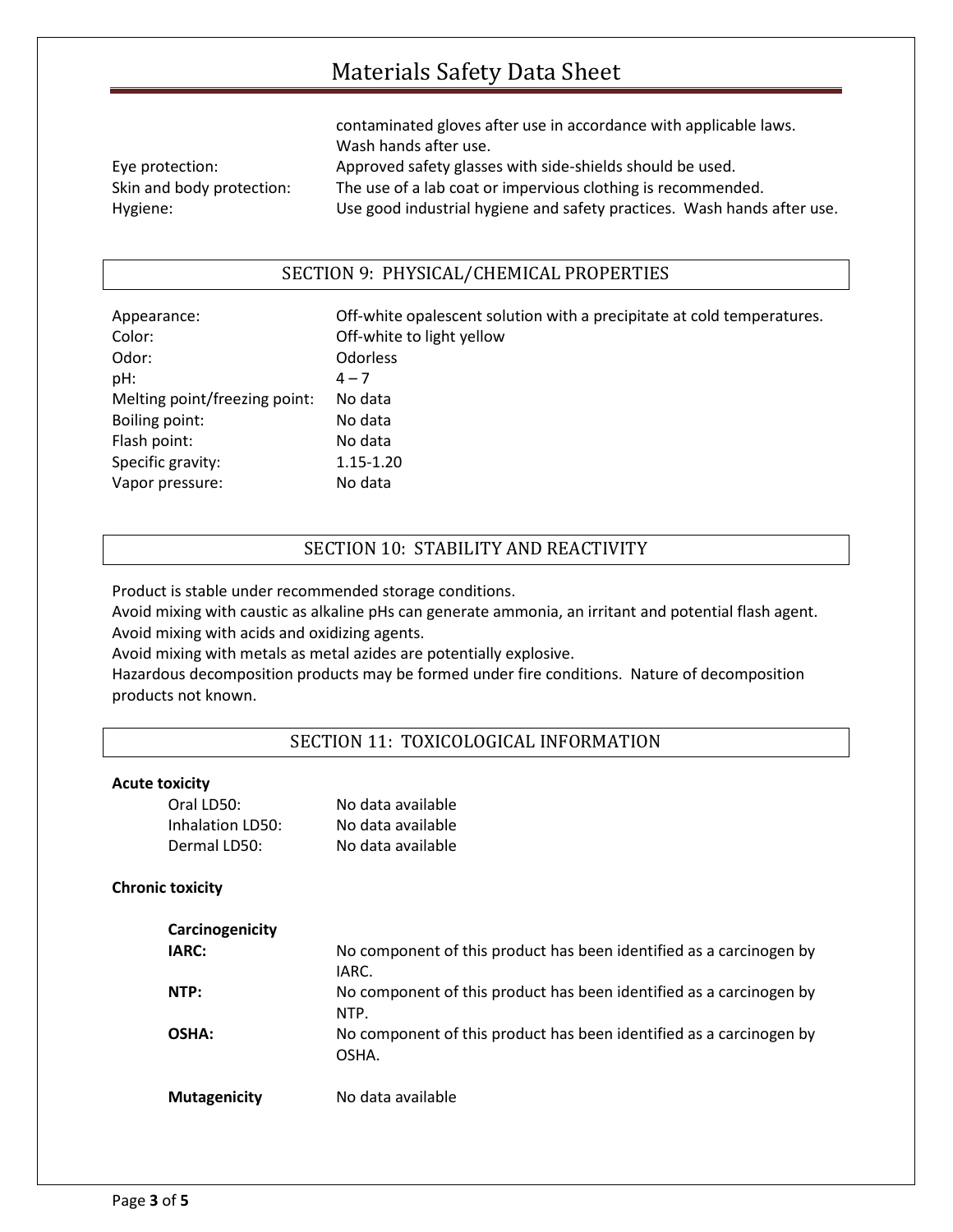| | |
|---|---|
| | contaminated gloves after use in accordance with applicable laws. Wash hands after use. |
| Eye protection: | Approved safety glasses with side-shields should be used. |
| Skin and body protection: | The use of a lab coat or impervious clothing is recommended. |
| Hygiene: | Use good industrial hygiene and safety practices. Wash hands after use. |

## SECTION 9: PHYSICAL/CHEMICAL PROPERTIES

| | |
|---|---|
| Appearance: | Off-white opalescent solution with a precipitate at cold temperatures. |
| Color: | Off-white to light yellow |
| Odor: | Odorless |
| pH: | 4 – 7 |
| Melting point/freezing point: | No data |
| Boiling point: | No data |
| Flash point: | No data |
| Specific gravity: | 1.15-1.20 |
| Vapor pressure: | No data |

## SECTION 10: STABILITY AND REACTIVITY

Product is stable under recommended storage conditions.
Avoid mixing with caustic as alkaline pHs can generate ammonia, an irritant and potential flash agent.
Avoid mixing with acids and oxidizing agents.
Avoid mixing with metals as metal azides are potentially explosive.
Hazardous decomposition products may be formed under fire conditions. Nature of decomposition products not known.

## SECTION 11: TOXICOLOGICAL INFORMATION

**Acute toxicity**

| | |
|---|---|
| Oral LD50: | No data available |
| Inhalation LD50: | No data available |
| Dermal LD50: | No data available |

**Chronic toxicity**

**Carcinogenicity**

| | |
|---|---|
| **IARC:** | No component of this product has been identified as a carcinogen by IARC. |
| **NTP:** | No component of this product has been identified as a carcinogen by NTP. |
| **OSHA:** | No component of this product has been identified as a carcinogen by OSHA. |

**Mutagenicity** No data available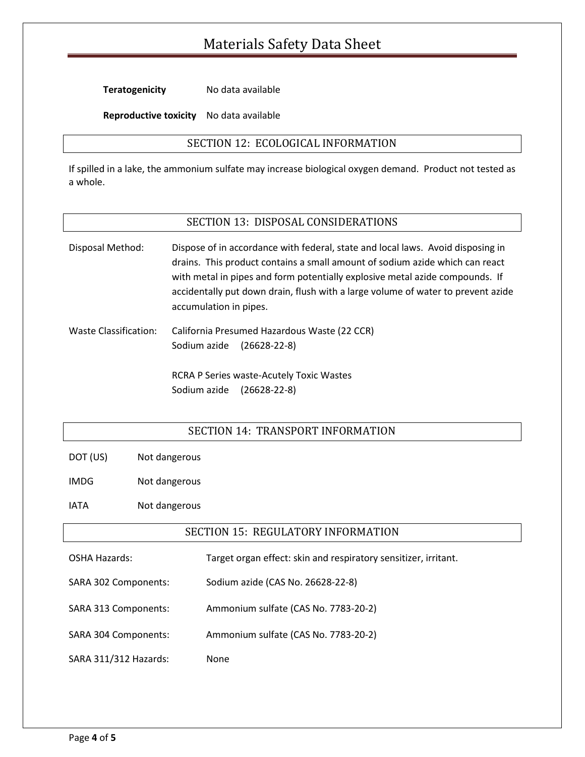**Teratogenicity** No data available

**Reproductive toxicity** No data available

## SECTION 12: ECOLOGICAL INFORMATION

If spilled in a lake, the ammonium sulfate may increase biological oxygen demand. Product not tested as a whole.

## SECTION 13: DISPOSAL CONSIDERATIONS

Disposal Method: Dispose of in accordance with federal, state and local laws. Avoid disposing in drains. This product contains a small amount of sodium azide which can react with metal in pipes and form potentially explosive metal azide compounds. If accidentally put down drain, flush with a large volume of water to prevent azide accumulation in pipes.

Waste Classification: California Presumed Hazardous Waste (22 CCR)
Sodium azide (26628-22-8)

RCRA P Series waste-Acutely Toxic Wastes
Sodium azide (26628-22-8)

## SECTION 14: TRANSPORT INFORMATION

DOT (US) Not dangerous

IMDG Not dangerous

IATA Not dangerous

## SECTION 15: REGULATORY INFORMATION

OSHA Hazards: Target organ effect: skin and respiratory sensitizer, irritant.

SARA 302 Components: Sodium azide (CAS No. 26628-22-8)

SARA 313 Components: Ammonium sulfate (CAS No. 7783-20-2)

SARA 304 Components: Ammonium sulfate (CAS No. 7783-20-2)

SARA 311/312 Hazards: None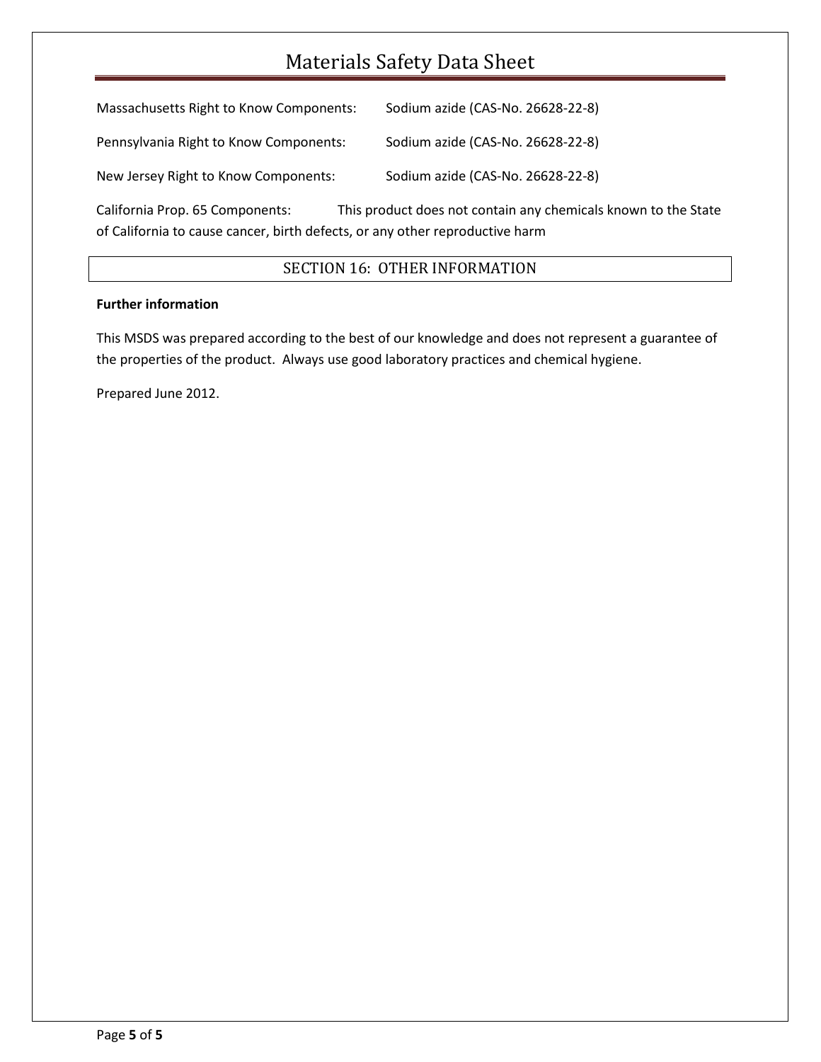Massachusetts Right to Know Components: Sodium azide (CAS-No. 26628-22-8)

Pennsylvania Right to Know Components: Sodium azide (CAS-No. 26628-22-8)

New Jersey Right to Know Components: Sodium azide (CAS-No. 26628-22-8)

California Prop. 65 Components: This product does not contain any chemicals known to the State of California to cause cancer, birth defects, or any other reproductive harm

## SECTION 16: OTHER INFORMATION

**Further information**

This MSDS was prepared according to the best of our knowledge and does not represent a guarantee of the properties of the product. Always use good laboratory practices and chemical hygiene.

Prepared June 2012.